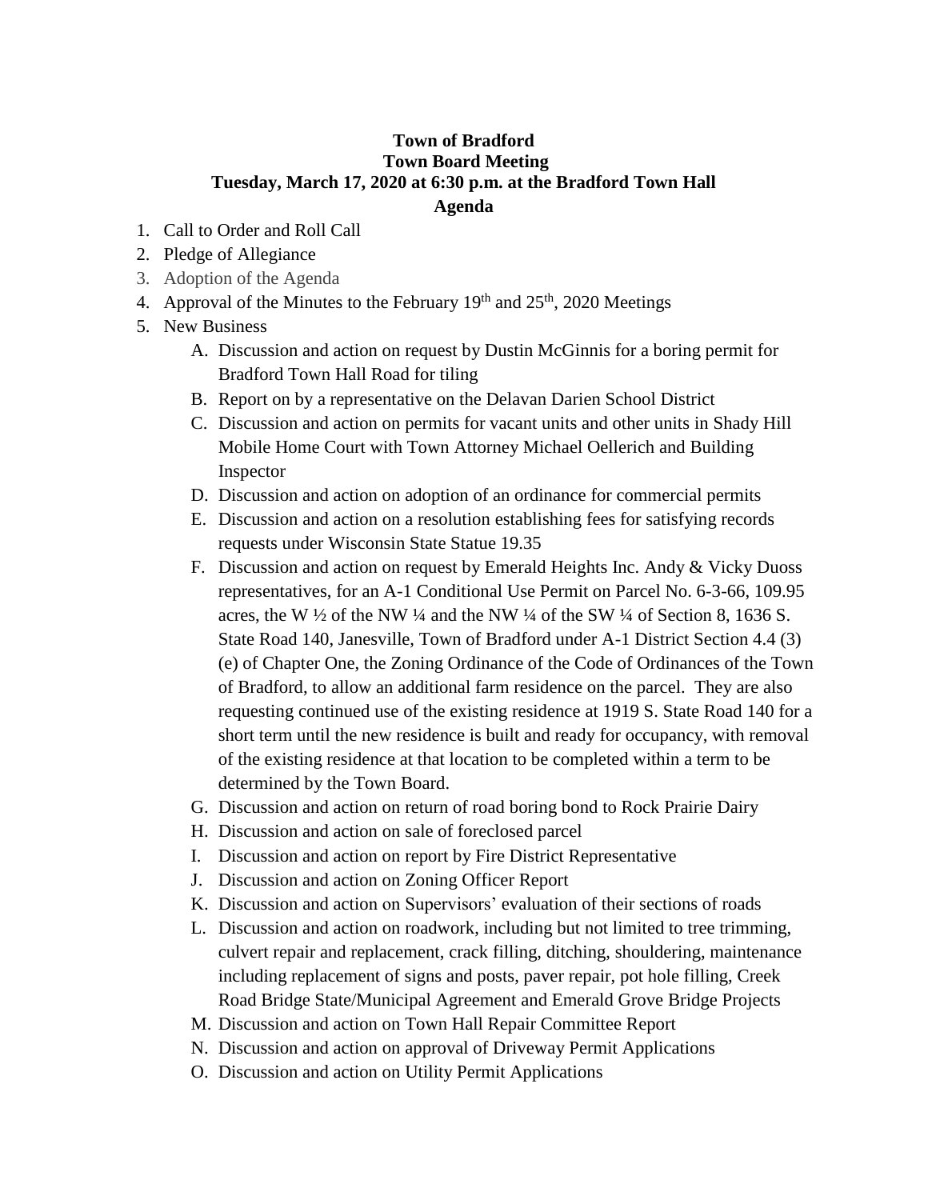**Town of Bradford**
**Town Board Meeting**
**Tuesday, March 17, 2020 at 6:30 p.m. at the Bradford Town Hall**
**Agenda**

1. Call to Order and Roll Call
2. Pledge of Allegiance
3. Adoption of the Agenda
4. Approval of the Minutes to the February 19th and 25th, 2020 Meetings
5. New Business
   - A. Discussion and action on request by Dustin McGinnis for a boring permit for Bradford Town Hall Road for tiling
   - B. Report on by a representative on the Delavan Darien School District
   - C. Discussion and action on permits for vacant units and other units in Shady Hill Mobile Home Court with Town Attorney Michael Oellerich and Building Inspector
   - D. Discussion and action on adoption of an ordinance for commercial permits
   - E. Discussion and action on a resolution establishing fees for satisfying records requests under Wisconsin State Statue 19.35
   - F. Discussion and action on request by Emerald Heights Inc. Andy & Vicky Duoss representatives, for an A-1 Conditional Use Permit on Parcel No. 6-3-66, 109.95 acres, the W ½ of the NW ¼ and the NW ¼ of the SW ¼ of Section 8, 1636 S. State Road 140, Janesville, Town of Bradford under A-1 District Section 4.4 (3) (e) of Chapter One, the Zoning Ordinance of the Code of Ordinances of the Town of Bradford, to allow an additional farm residence on the parcel. They are also requesting continued use of the existing residence at 1919 S. State Road 140 for a short term until the new residence is built and ready for occupancy, with removal of the existing residence at that location to be completed within a term to be determined by the Town Board.
   - G. Discussion and action on return of road boring bond to Rock Prairie Dairy
   - H. Discussion and action on sale of foreclosed parcel
   - I. Discussion and action on report by Fire District Representative
   - J. Discussion and action on Zoning Officer Report
   - K. Discussion and action on Supervisors' evaluation of their sections of roads
   - L. Discussion and action on roadwork, including but not limited to tree trimming, culvert repair and replacement, crack filling, ditching, shouldering, maintenance including replacement of signs and posts, paver repair, pot hole filling, Creek Road Bridge State/Municipal Agreement and Emerald Grove Bridge Projects
   - M. Discussion and action on Town Hall Repair Committee Report
   - N. Discussion and action on approval of Driveway Permit Applications
   - O. Discussion and action on Utility Permit Applications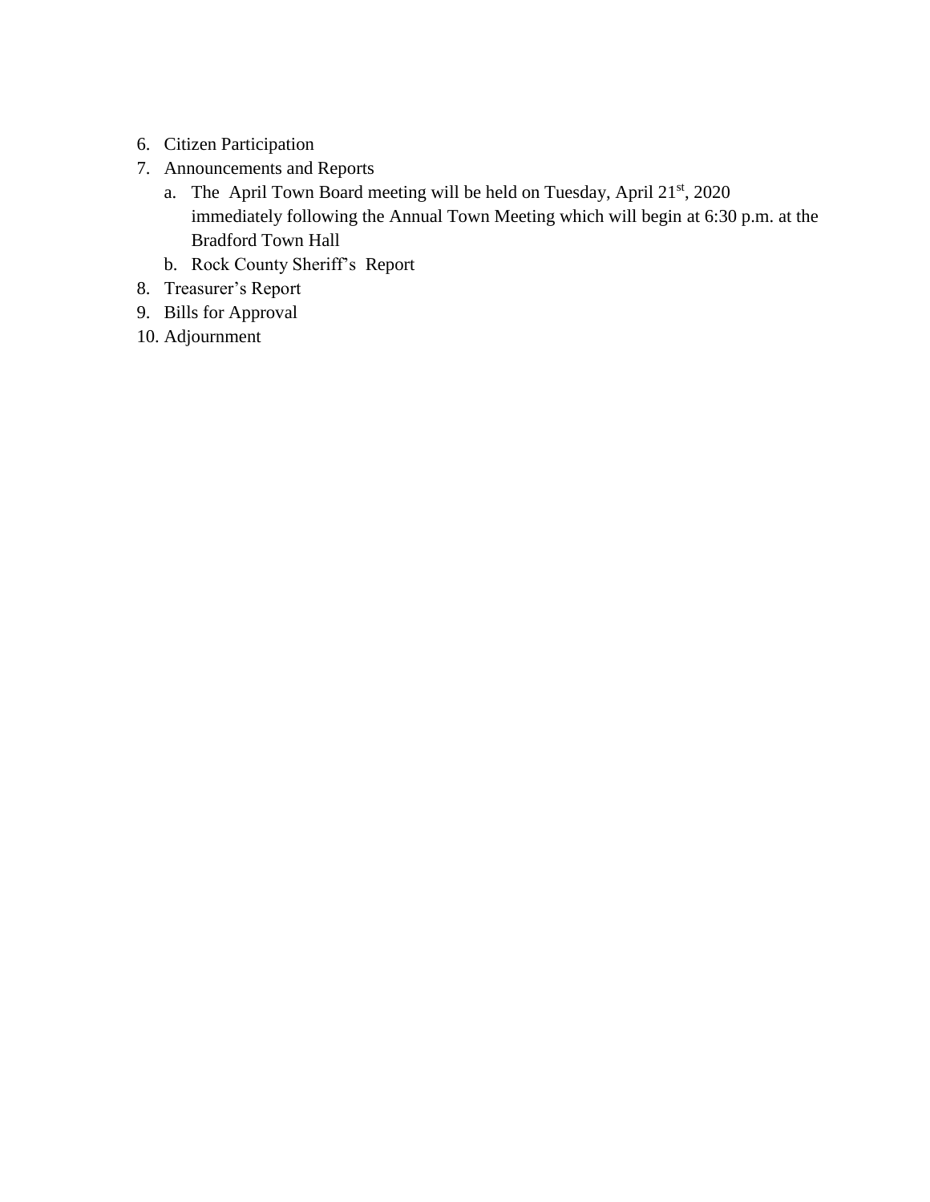6. Citizen Participation
7. Announcements and Reports
   a. The April Town Board meeting will be held on Tuesday, April 21st, 2020 immediately following the Annual Town Meeting which will begin at 6:30 p.m. at the Bradford Town Hall
   b. Rock County Sheriff's Report
8. Treasurer's Report
9. Bills for Approval
10. Adjournment